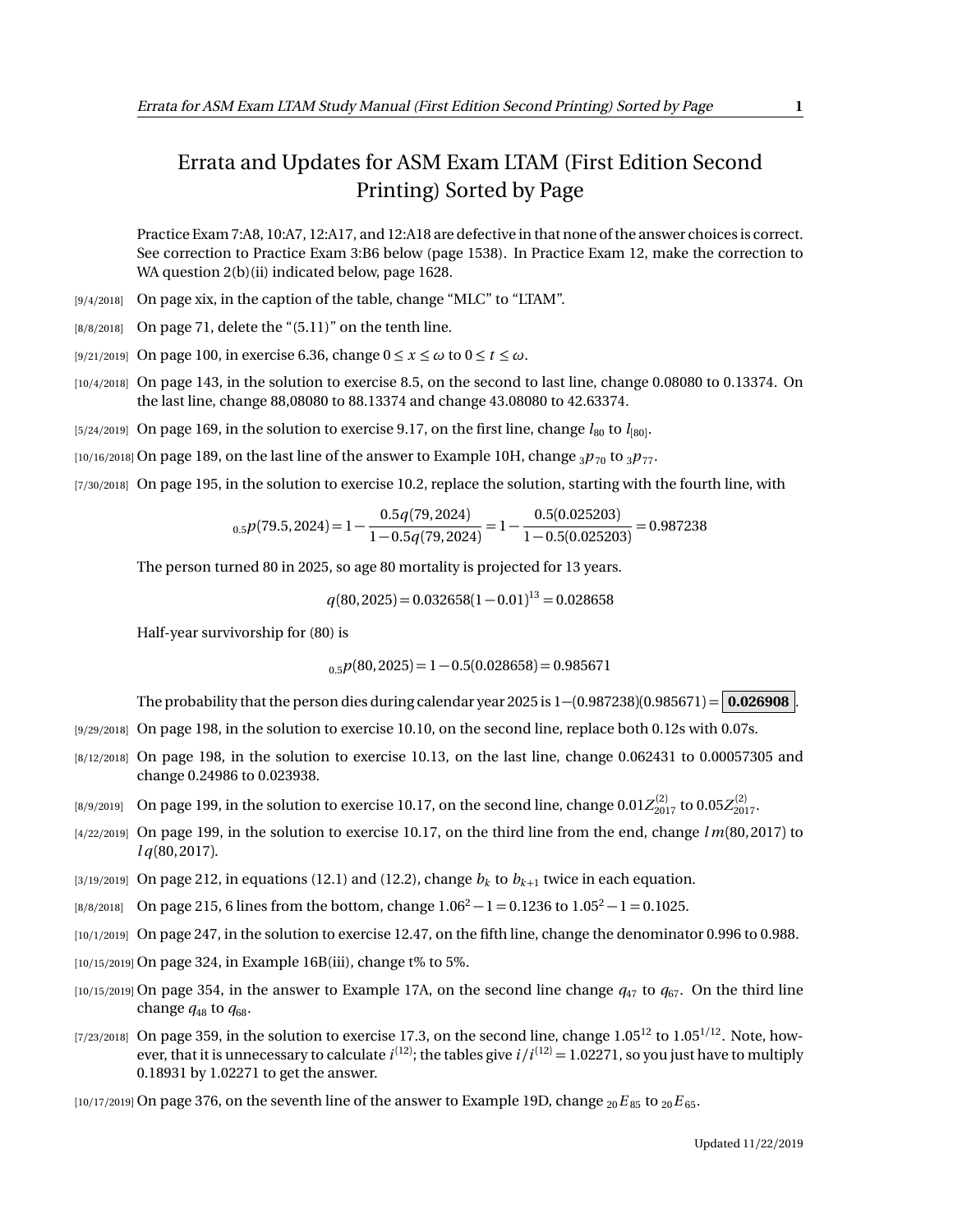# Errata and Updates for ASM Exam LTAM (First Edition Second Printing) Sorted by Page

Practice Exam 7:A8, 10:A7, 12:A17, and 12:A18 are defective in that none of the answer choices is correct. See correction to Practice Exam 3:B6 below (page 1538). In Practice Exam 12, make the correction to WA question 2(b)(ii) indicated below, page 1628.

[9/4/2018] On page xix, in the caption of the table, change "MLC" to "LTAM".

[8/8/2018] On page 71, delete the "(5.11)" on the tenth line.

[9/21/2019] On page 100, in exercise 6.36, change $0 \le x \le \omega$ to $0 \le t \le \omega$.

[10/4/2018] On page 143, in the solution to exercise 8.5, on the second to last line, change 0.08080 to 0.13374. On the last line, change 88,08080 to 88.13374 and change 43.08080 to 42.63374.

[5/24/2019] On page 169, in the solution to exercise 9.17, on the first line, change $l_{80}$ to $l_{[80]}$.

[10/16/2018] On page 189, on the last line of the answer to Example 10H, change ${}_3p_{70}$ to ${}_3p_{77}$.

[7/30/2018] On page 195, in the solution to exercise 10.2, replace the solution, starting with the fourth line, with

$$ {}_{0.5}p(79.5, 2024) = 1 - \frac{0.5q(79, 2024)}{1 - 0.5q(79, 2024)} = 1 - \frac{0.5(0.025203)}{1 - 0.5(0.025203)} = 0.987238 $$

The person turned 80 in 2025, so age 80 mortality is projected for 13 years.

$$ q(80, 2025) = 0.032658(1 - 0.01)^{13} = 0.028658 $$

Half-year survivorship for (80) is

$$ {}_{0.5}p(80, 2025) = 1 - 0.5(0.028658) = 0.985671 $$

The probability that the person dies during calendar year 2025 is $1-(0.987238)(0.985671) = \boxed{\mathbf{0.026908}}$.

[9/29/2018] On page 198, in the solution to exercise 10.10, on the second line, replace both 0.12s with 0.07s.

[8/12/2018] On page 198, in the solution to exercise 10.13, on the last line, change 0.062431 to 0.00057305 and change 0.24986 to 0.023938.

[8/9/2019] On page 199, in the solution to exercise 10.17, on the second line, change $0.01Z^{(2)}_{2017}$ to $0.05Z^{(2)}_{2017}$.

[4/22/2019] On page 199, in the solution to exercise 10.17, on the third line from the end, change $l\,m(80, 2017)$ to $l\,q(80, 2017)$.

[3/19/2019] On page 212, in equations (12.1) and (12.2), change $b_k$ to $b_{k+1}$ twice in each equation.

[8/8/2018] On page 215, 6 lines from the bottom, change $1.06^2 - 1 = 0.1236$ to $1.05^2 - 1 = 0.1025$.

[10/1/2019] On page 247, in the solution to exercise 12.47, on the fifth line, change the denominator 0.996 to 0.988.

[10/15/2019] On page 324, in Example 16B(iii), change t% to 5%.

[10/15/2019] On page 354, in the answer to Example 17A, on the second line change $q_{47}$ to $q_{67}$. On the third line change $q_{48}$ to $q_{68}$.

[7/23/2018] On page 359, in the solution to exercise 17.3, on the second line, change $1.05^{12}$ to $1.05^{1/12}$. Note, however, that it is unnecessary to calculate $i^{(12)}$; the tables give $i/i^{(12)} = 1.02271$, so you just have to multiply 0.18931 by 1.02271 to get the answer.

[10/17/2019] On page 376, on the seventh line of the answer to Example 19D, change ${}_{20}E_{85}$ to ${}_{20}E_{65}$.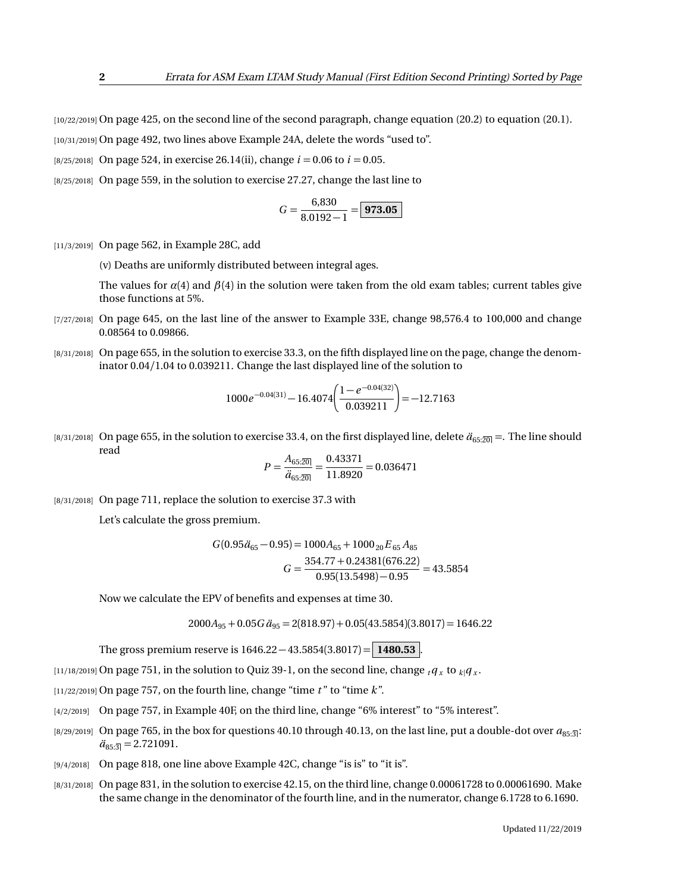[10/22/2019] On page 425, on the second line of the second paragraph, change equation (20.2) to equation (20.1).

[10/31/2019] On page 492, two lines above Example 24A, delete the words "used to".

[8/25/2018] On page 524, in exercise 26.14(ii), change $i = 0.06$ to $i = 0.05$.

[8/25/2018] On page 559, in the solution to exercise 27.27, change the last line to

$$G = \frac{6{,}830}{8.0192 - 1} = \boxed{\mathbf{973.05}}$$

[11/3/2019] On page 562, in Example 28C, add

(v) Deaths are uniformly distributed between integral ages.

The values for $\alpha(4)$ and $\beta(4)$ in the solution were taken from the old exam tables; current tables give those functions at 5%.

[7/27/2018] On page 645, on the last line of the answer to Example 33E, change 98,576.4 to 100,000 and change 0.08564 to 0.09866.

[8/31/2018] On page 655, in the solution to exercise 33.3, on the fifth displayed line on the page, change the denominator 0.04/1.04 to 0.039211. Change the last displayed line of the solution to

$$1000e^{-0.04(31)} - 16.4074\left(\frac{1 - e^{-0.04(32)}}{0.039211}\right) = -12.7163$$

[8/31/2018] On page 655, in the solution to exercise 33.4, on the first displayed line, delete $\ddot{a}_{65:\overline{20|}} =$. The line should read

$$P = \frac{A_{65:\overline{20|}}}{\ddot{a}_{65:\overline{20|}}} = \frac{0.43371}{11.8920} = 0.036471$$

[8/31/2018] On page 711, replace the solution to exercise 37.3 with

Let's calculate the gross premium.

$$G(0.95\ddot{a}_{65} - 0.95) = 1000A_{65} + 1000\,{}_{20}E_{65}\,A_{85}$$

$$G = \frac{354.77 + 0.24381(676.22)}{0.95(13.5498) - 0.95} = 43.5854$$

Now we calculate the EPV of benefits and expenses at time 30.

$$2000A_{95} + 0.05G\,\ddot{a}_{95} = 2(818.97) + 0.05(43.5854)(3.8017) = 1646.22$$

The gross premium reserve is $1646.22 - 43.5854(3.8017) = \boxed{\mathbf{1480.53}}$.

[11/18/2019] On page 751, in the solution to Quiz 39-1, on the second line, change ${}_tq_x$ to ${}_{k|}q_x$.

[11/22/2019] On page 757, on the fourth line, change "time $t$" to "time $k$".

[4/2/2019] On page 757, in Example 40F, on the third line, change "6% interest" to "5% interest".

[8/29/2019] On page 765, in the box for questions 40.10 through 40.13, on the last line, put a double-dot over $a_{85:\overline{3|}}$: $\ddot{a}_{85:\overline{3|}} = 2.721091$.

[9/4/2018] On page 818, one line above Example 42C, change "is is" to "it is".

[8/31/2018] On page 831, in the solution to exercise 42.15, on the third line, change 0.00061728 to 0.00061690. Make the same change in the denominator of the fourth line, and in the numerator, change 6.1728 to 6.1690.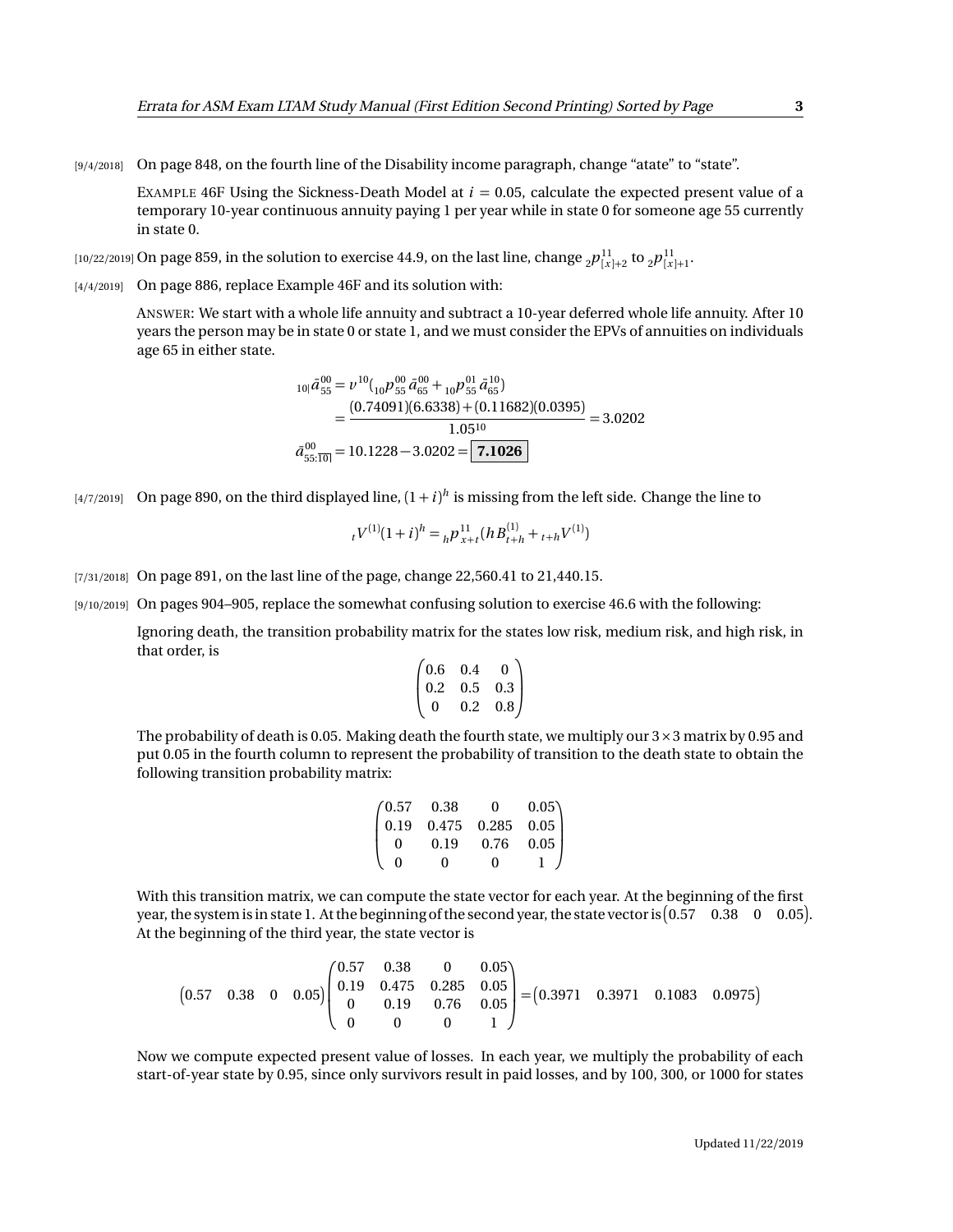[9/4/2018] On page 848, on the fourth line of the Disability income paragraph, change "atate" to "state".

EXAMPLE 46F Using the Sickness-Death Model at $i = 0.05$, calculate the expected present value of a temporary 10-year continuous annuity paying 1 per year while in state 0 for someone age 55 currently in state 0.

[10/22/2019] On page 859, in the solution to exercise 44.9, on the last line, change ${}_2p^{11}_{[x]+2}$ to ${}_2p^{11}_{[x]+1}$.

[4/4/2019] On page 886, replace Example 46F and its solution with:

ANSWER: We start with a whole life annuity and subtract a 10-year deferred whole life annuity. After 10 years the person may be in state 0 or state 1, and we must consider the EPVs of annuities on individuals age 65 in either state.

$$
\begin{aligned}
{}_{10|}\bar{a}^{00}_{55} &= v^{10}\left({}_{10}p^{00}_{55}\,\bar{a}^{00}_{65} + {}_{10}p^{01}_{55}\,\bar{a}^{10}_{65}\right) \\
&= \frac{(0.74091)(6.6338)+(0.11682)(0.0395)}{1.05^{10}} = 3.0202 \\
\bar{a}^{00}_{55:\overline{10}|} &= 10.1228 - 3.0202 = \boxed{\mathbf{7.1026}}
\end{aligned}
$$

[4/7/2019] On page 890, on the third displayed line, $(1+i)^h$ is missing from the left side. Change the line to

$$
{}_tV^{(1)}(1+i)^h = {}_hp^{11}_{x+t}\left(hB^{(1)}_{t+h} + {}_{t+h}V^{(1)}\right)
$$

[7/31/2018] On page 891, on the last line of the page, change 22,560.41 to 21,440.15.

[9/10/2019] On pages 904–905, replace the somewhat confusing solution to exercise 46.6 with the following:

Ignoring death, the transition probability matrix for the states low risk, medium risk, and high risk, in that order, is

$$
\begin{pmatrix}
0.6 & 0.4 & 0 \\
0.2 & 0.5 & 0.3 \\
0 & 0.2 & 0.8
\end{pmatrix}
$$

The probability of death is 0.05. Making death the fourth state, we multiply our $3\times 3$ matrix by 0.95 and put 0.05 in the fourth column to represent the probability of transition to the death state to obtain the following transition probability matrix:

$$
\begin{pmatrix}
0.57 & 0.38 & 0 & 0.05 \\
0.19 & 0.475 & 0.285 & 0.05 \\
0 & 0.19 & 0.76 & 0.05 \\
0 & 0 & 0 & 1
\end{pmatrix}
$$

With this transition matrix, we can compute the state vector for each year. At the beginning of the first year, the system is in state 1. At the beginning of the second year, the state vector is $\begin{pmatrix}0.57 & 0.38 & 0 & 0.05\end{pmatrix}$. At the beginning of the third year, the state vector is

$$
\begin{pmatrix}0.57 & 0.38 & 0 & 0.05\end{pmatrix}
\begin{pmatrix}
0.57 & 0.38 & 0 & 0.05 \\
0.19 & 0.475 & 0.285 & 0.05 \\
0 & 0.19 & 0.76 & 0.05 \\
0 & 0 & 0 & 1
\end{pmatrix}
= \begin{pmatrix}0.3971 & 0.3971 & 0.1083 & 0.0975\end{pmatrix}
$$

Now we compute expected present value of losses. In each year, we multiply the probability of each start-of-year state by 0.95, since only survivors result in paid losses, and by 100, 300, or 1000 for states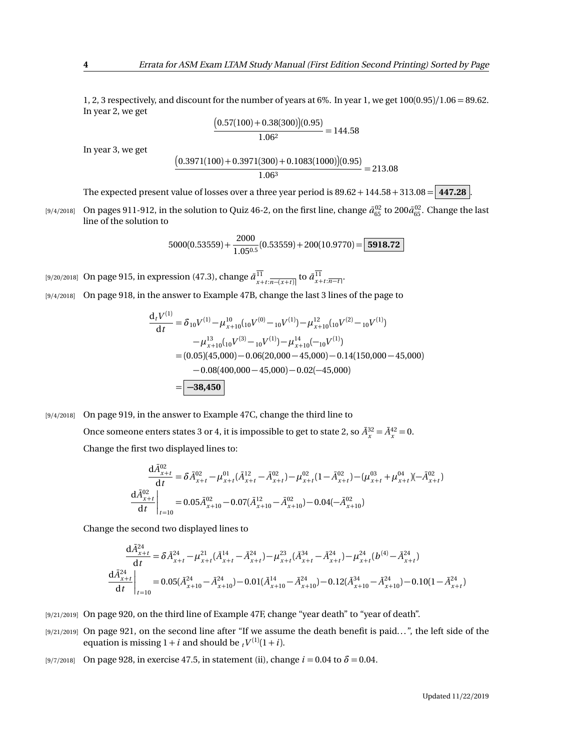1, 2, 3 respectively, and discount for the number of years at 6%. In year 1, we get $100(0.95)/1.06 = 89.62$. In year 2, we get

$$\frac{\big(0.57(100)+0.38(300)\big)(0.95)}{1.06^2} = 144.58$$

In year 3, we get

$$\frac{\big(0.3971(100)+0.3971(300)+0.1083(1000)\big)(0.95)}{1.06^3} = 213.08$$

The expected present value of losses over a three year period is $89.62 + 144.58 + 313.08 = \boxed{\mathbf{447.28}}$.

[9/4/2018] On pages 911-912, in the solution to Quiz 46-2, on the first line, change $\bar{a}^{02}_{65}$ to $200\bar{a}^{02}_{65}$. Change the last line of the solution to

$$5000(0.53559) + \frac{2000}{1.05^{0.5}}(0.53559) + 200(10.9770) = \boxed{\mathbf{5918.72}}$$

[9/20/2018] On page 915, in expression (47.3), change $\bar{a}^{\overline{11}}_{x+t:\overline{n-(x+t)}|}$ to $\bar{a}^{\overline{11}}_{x+t:\overline{n-t}|}$.

[9/4/2018] On page 918, in the answer to Example 47B, change the last 3 lines of the page to

$$\begin{aligned}
\frac{\mathrm{d}_t V^{(1)}}{\mathrm{d}t} &= \delta\,{}_{10}V^{(1)} - \mu^{10}_{x+10}({}_{10}V^{(0)} - {}_{10}V^{(1)}) - \mu^{12}_{x+10}({}_{10}V^{(2)} - {}_{10}V^{(1)}) \\
&\quad - \mu^{13}_{x+10}({}_{10}V^{(3)} - {}_{10}V^{(1)}) - \mu^{14}_{x+10}(-{}_{10}V^{(1)}) \\
&= (0.05)(45{,}000) - 0.06(20{,}000 - 45{,}000) - 0.14(150{,}000 - 45{,}000) \\
&\quad - 0.08(400{,}000 - 45{,}000) - 0.02(-45{,}000) \\
&= \boxed{\mathbf{-38{,}450}}
\end{aligned}$$

[9/4/2018] On page 919, in the answer to Example 47C, change the third line to

Once someone enters states 3 or 4, it is impossible to get to state 2, so $\bar{A}^{32}_x = \bar{A}^{42}_x = 0$.

Change the first two displayed lines to:

$$\begin{aligned}
\frac{\mathrm{d}\bar{A}^{02}_{x+t}}{\mathrm{d}t} &= \delta\bar{A}^{02}_{x+t} - \mu^{01}_{x+t}(\bar{A}^{12}_{x+t} - \bar{A}^{02}_{x+t}) - \mu^{02}_{x+t}(1 - \bar{A}^{02}_{x+t}) - (\mu^{03}_{x+t} + \mu^{04}_{x+t})(-\bar{A}^{02}_{x+t}) \\
\left.\frac{\mathrm{d}\bar{A}^{02}_{x+t}}{\mathrm{d}t}\right|_{t=10} &= 0.05\bar{A}^{02}_{x+10} - 0.07(\bar{A}^{12}_{x+10} - \bar{A}^{02}_{x+10}) - 0.04(-\bar{A}^{02}_{x+10})
\end{aligned}$$

Change the second two displayed lines to

$$\begin{aligned}
\frac{\mathrm{d}\bar{A}^{24}_{x+t}}{\mathrm{d}t} &= \delta\bar{A}^{24}_{x+t} - \mu^{21}_{x+t}(\bar{A}^{14}_{x+t} - \bar{A}^{24}_{x+t}) - \mu^{23}_{x+t}(\bar{A}^{34}_{x+t} - \bar{A}^{24}_{x+t}) - \mu^{24}_{x+t}(b^{(4)} - \bar{A}^{24}_{x+t}) \\
\left.\frac{\mathrm{d}\bar{A}^{24}_{x+t}}{\mathrm{d}t}\right|_{t=10} &= 0.05(\bar{A}^{24}_{x+10} - \bar{A}^{24}_{x+10}) - 0.01(\bar{A}^{14}_{x+10} - \bar{A}^{24}_{x+10}) - 0.12(\bar{A}^{34}_{x+10} - \bar{A}^{24}_{x+10}) - 0.10(1 - \bar{A}^{24}_{x+t})
\end{aligned}$$

[9/21/2019] On page 920, on the third line of Example 47F, change "year death" to "year of death".

[9/21/2019] On page 921, on the second line after "If we assume the death benefit is paid...", the left side of the equation is missing $1+i$ and should be ${}_tV^{(1)}(1+i)$.

[9/7/2018] On page 928, in exercise 47.5, in statement (ii), change $i = 0.04$ to $\delta = 0.04$.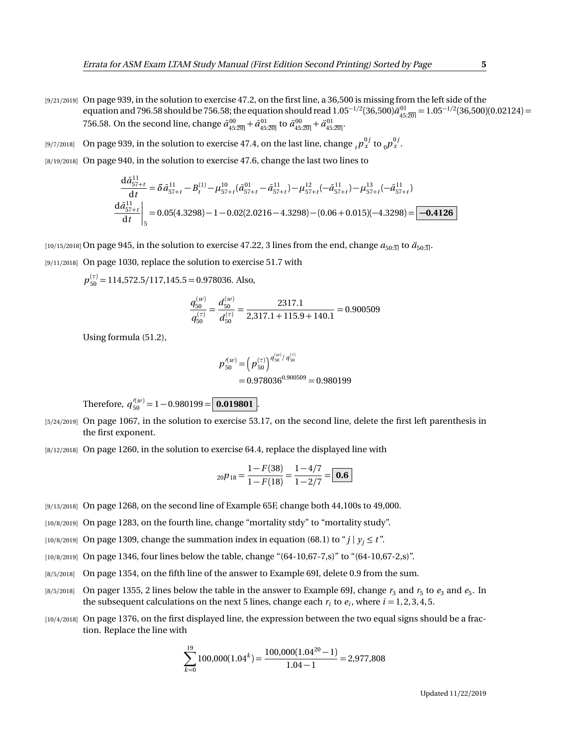[9/21/2019] On page 939, in the solution to exercise 47.2, on the first line, a 36,500 is missing from the left side of the equation and 796.58 should be 756.58; the equation should read $1.05^{-1/2}(36{,}500)\ddot{a}^{01}_{45:\overline{20}|} = 1.05^{-1/2}(36{,}500)(0.02124) = 756.58$. On the second line, change $\bar{a}^{00}_{45:\overline{20}|} + \bar{a}^{01}_{45:\overline{20}|}$ to $\ddot{a}^{00}_{45:\overline{20}|} + \ddot{a}^{01}_{45:\overline{20}|}$.

[9/7/2018] On page 939, in the solution to exercise 47.4, on the last line, change ${}_tp^{0j}_x$ to ${}_0p^{0j}_x$.

[8/19/2018] On page 940, in the solution to exercise 47.6, change the last two lines to

$$\frac{\mathrm{d}\bar{a}^{11}_{57+t}}{\mathrm{d}t} = \delta\bar{a}^{11}_{57+t} - B^{(1)}_t - \mu^{10}_{57+t}(\bar{a}^{01}_{57+t} - \bar{a}^{11}_{57+t}) - \mu^{12}_{57+t}(-\bar{a}^{11}_{57+t}) - \mu^{13}_{57+t}(-\bar{a}^{11}_{57+t})$$

$$\left.\frac{\mathrm{d}\bar{a}^{11}_{57+t}}{\mathrm{d}t}\right|_5 = 0.05(4.3298) - 1 - 0.02(2.0216 - 4.3298) - (0.06 + 0.015)(-4.3298) = \boxed{\mathbf{-0.4126}}$$

[10/15/2018] On page 945, in the solution to exercise 47.22, 3 lines from the end, change $a_{50:\overline{3}|}$ to $\ddot{a}_{50:\overline{3}|}$.

[9/11/2018] On page 1030, replace the solution to exercise 51.7 with

$p^{(\tau)}_{50} = 114{,}572.5/117{,}145.5 = 0.978036$. Also,

$$\frac{q^{(w)}_{50}}{q^{(\tau)}_{50}} = \frac{d^{(w)}_{50}}{d^{(\tau)}_{50}} = \frac{2317.1}{2{,}317.1 + 115.9 + 140.1} = 0.900509$$

Using formula (51.2),

$$\begin{aligned} p'^{(w)}_{50} &= \left(p^{(\tau)}_{50}\right)^{q^{(w)}_{50}/q^{(\tau)}_{50}} \\ &= 0.978036^{0.900509} = 0.980199 \end{aligned}$$

Therefore, $q'^{(w)}_{50} = 1 - 0.980199 = \boxed{\mathbf{0.019801}}$.

[5/24/2019] On page 1067, in the solution to exercise 53.17, on the second line, delete the first left parenthesis in the first exponent.

[8/12/2018] On page 1260, in the solution to exercise 64.4, replace the displayed line with

$${}_{20}p_{18} = \frac{1 - F(38)}{1 - F(18)} = \frac{1 - 4/7}{1 - 2/7} = \boxed{\mathbf{0.6}}$$

[9/13/2018] On page 1268, on the second line of Example 65F, change both 44,100s to 49,000.

[10/8/2019] On page 1283, on the fourth line, change "mortality stdy" to "mortality study".

[10/8/2019] On page 1309, change the summation index in equation (68.1) to "$j \mid y_j \le t$".

[10/8/2019] On page 1346, four lines below the table, change "(64-10,67-7,s)" to "(64-10,67-2,s)".

[8/5/2018] On page 1354, on the fifth line of the answer to Example 69I, delete 0.9 from the sum.

[8/5/2018] On pager 1355, 2 lines below the table in the answer to Example 69J, change $r_3$ and $r_5$ to $e_3$ and $e_5$. In the subsequent calculations on the next 5 lines, change each $r_i$ to $e_i$, where $i = 1, 2, 3, 4, 5$.

[10/4/2018] On page 1376, on the first displayed line, the expression between the two equal signs should be a fraction. Replace the line with

$$\sum_{k=0}^{19} 100{,}000(1.04^k) = \frac{100{,}000(1.04^{20} - 1)}{1.04 - 1} = 2{,}977{,}808$$

Updated 11/22/2019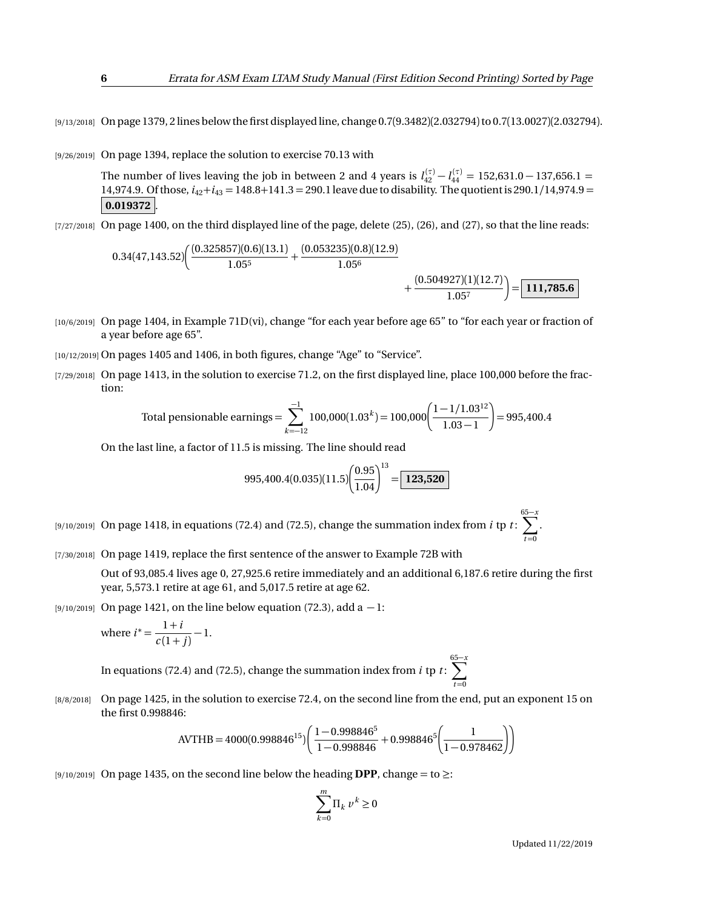[9/13/2018] On page 1379, 2 lines below the first displayed line, change 0.7(9.3482)(2.032794) to 0.7(13.0027)(2.032794).

[9/26/2019] On page 1394, replace the solution to exercise 70.13 with

The number of lives leaving the job in between 2 and 4 years is $l_{42}^{(\tau)} - l_{44}^{(\tau)} = 152{,}631.0 - 137{,}656.1 = 14{,}974.9$. Of those, $i_{42} + i_{43} = 148.8 + 141.3 = 290.1$ leave due to disability. The quotient is $290.1/14{,}974.9 = \boxed{\mathbf{0.019372}}$.

[7/27/2018] On page 1400, on the third displayed line of the page, delete (25), (26), and (27), so that the line reads:

$$0.34(47{,}143.52)\left(\frac{(0.325857)(0.6)(13.1)}{1.05^5} + \frac{(0.053235)(0.8)(12.9)}{1.05^6} + \frac{(0.504927)(1)(12.7)}{1.05^7}\right) = \boxed{\mathbf{111{,}785.6}}$$

[10/6/2019] On page 1404, in Example 71D(vi), change "for each year before age 65" to "for each year or fraction of a year before age 65".

[10/12/2019] On pages 1405 and 1406, in both figures, change "Age" to "Service".

[7/29/2018] On page 1413, in the solution to exercise 71.2, on the first displayed line, place 100,000 before the fraction:

$$\text{Total pensionable earnings} = \sum_{k=-12}^{-1} 100{,}000(1.03^k) = 100{,}000\left(\frac{1 - 1/1.03^{12}}{1.03 - 1}\right) = 995{,}400.4$$

On the last line, a factor of 11.5 is missing. The line should read

$$995{,}400.4(0.035)(11.5)\left(\frac{0.95}{1.04}\right)^{13} = \boxed{\mathbf{123{,}520}}$$

[9/10/2019] On page 1418, in equations (72.4) and (72.5), change the summation index from $i$ tp $t$: $\sum_{t=0}^{65-x}$.

[7/30/2018] On page 1419, replace the first sentence of the answer to Example 72B with

Out of 93,085.4 lives age 0, 27,925.6 retire immediately and an additional 6,187.6 retire during the first year, 5,573.1 retire at age 61, and 5,017.5 retire at age 62.

[9/10/2019] On page 1421, on the line below equation (72.3), add a $-1$:

where $i^* = \dfrac{1+i}{c(1+j)} - 1$.

In equations (72.4) and (72.5), change the summation index from $i$ tp $t$: $\sum_{t=0}^{65-x}$

[8/8/2018] On page 1425, in the solution to exercise 72.4, on the second line from the end, put an exponent 15 on the first 0.998846:

$$\text{AVTHB} = 4000(0.998846^{15})\left(\frac{1 - 0.998846^5}{1 - 0.998846} + 0.998846^5\left(\frac{1}{1 - 0.978462}\right)\right)$$

[9/10/2019] On page 1435, on the second line below the heading **DPP**, change = to ≥:

$$\sum_{k=0}^{m} \Pi_k\, v^k \geq 0$$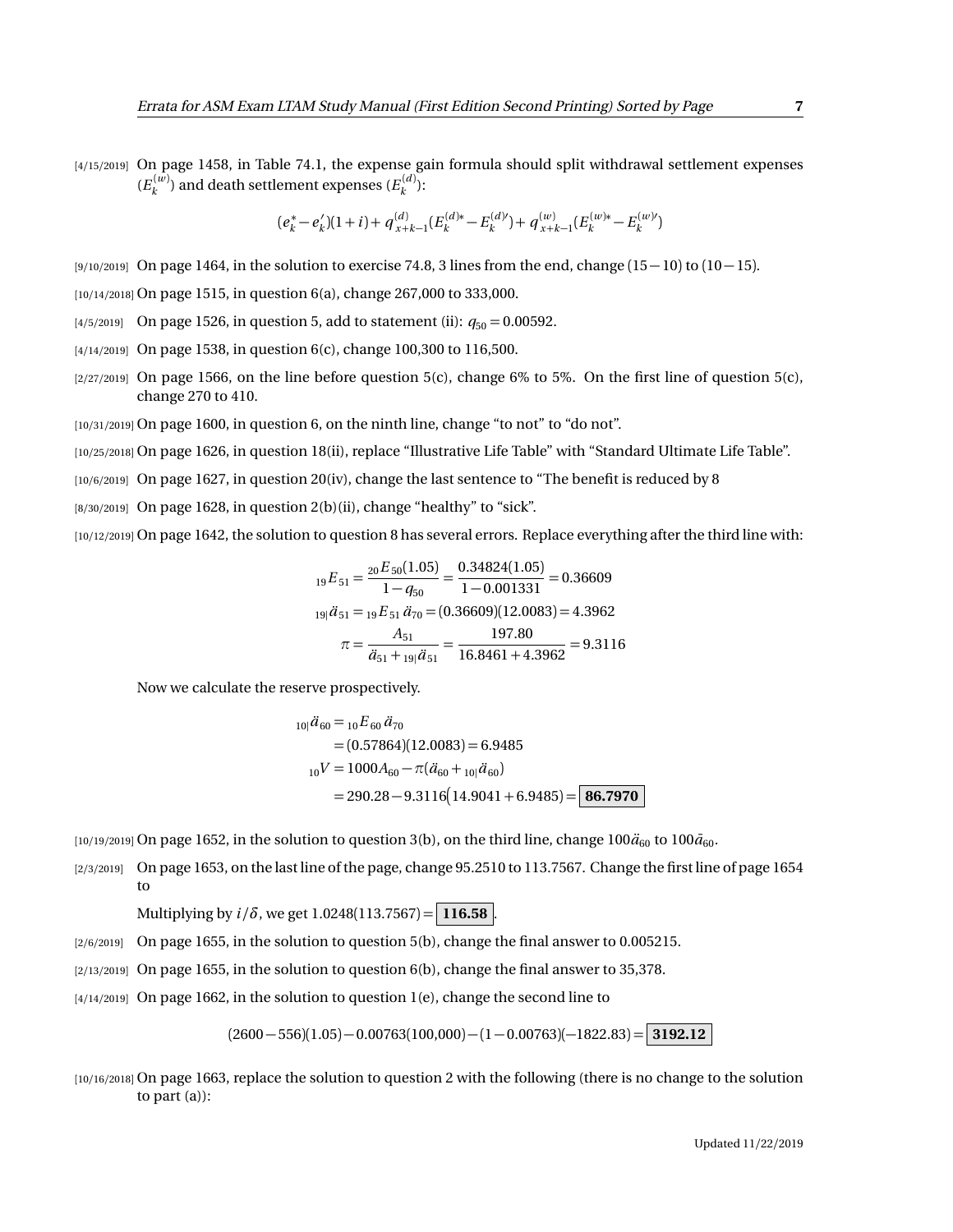[4/15/2019] On page 1458, in Table 74.1, the expense gain formula should split withdrawal settlement expenses ($E_k^{(w)}$) and death settlement expenses ($E_k^{(d)}$):

$$(e_k^* - e_k')(1+i) + q_{x+k-1}^{(d)}(E_k^{(d)*} - E_k^{(d)\prime}) + q_{x+k-1}^{(w)}(E_k^{(w)*} - E_k^{(w)\prime})$$

[9/10/2019] On page 1464, in the solution to exercise 74.8, 3 lines from the end, change $(15-10)$ to $(10-15)$.

[10/14/2018] On page 1515, in question 6(a), change 267,000 to 333,000.

[4/5/2019] On page 1526, in question 5, add to statement (ii): $q_{50} = 0.00592$.

[4/14/2019] On page 1538, in question 6(c), change 100,300 to 116,500.

[2/27/2019] On page 1566, on the line before question 5(c), change 6% to 5%. On the first line of question 5(c), change 270 to 410.

[10/31/2019] On page 1600, in question 6, on the ninth line, change "to not" to "do not".

[10/25/2018] On page 1626, in question 18(ii), replace "Illustrative Life Table" with "Standard Ultimate Life Table".

[10/6/2019] On page 1627, in question 20(iv), change the last sentence to "The benefit is reduced by 8

[8/30/2019] On page 1628, in question 2(b)(ii), change "healthy" to "sick".

[10/12/2019] On page 1642, the solution to question 8 has several errors. Replace everything after the third line with:

$$\begin{aligned}
{}_{19}E_{51} &= \frac{{}_{20}E_{50}(1.05)}{1-q_{50}} = \frac{0.34824(1.05)}{1-0.001331} = 0.36609 \\
{}_{19|}\ddot{a}_{51} &= {}_{19}E_{51}\,\ddot{a}_{70} = (0.36609)(12.0083) = 4.3962 \\
\pi &= \frac{A_{51}}{\ddot{a}_{51} + {}_{19|}\ddot{a}_{51}} = \frac{197.80}{16.8461+4.3962} = 9.3116
\end{aligned}$$

Now we calculate the reserve prospectively.

$$\begin{aligned}
{}_{10|}\ddot{a}_{60} &= {}_{10}E_{60}\,\ddot{a}_{70} \\
&= (0.57864)(12.0083) = 6.9485 \\
{}_{10}V &= 1000A_{60} - \pi(\ddot{a}_{60} + {}_{10|}\ddot{a}_{60}) \\
&= 290.28 - 9.3116\big(14.9041 + 6.9485\big) = \boxed{\mathbf{86.7970}}
\end{aligned}$$

[10/19/2019] On page 1652, in the solution to question 3(b), on the third line, change $100\ddot{a}_{60}$ to $100\bar{a}_{60}$.

[2/3/2019] On page 1653, on the last line of the page, change 95.2510 to 113.7567. Change the first line of page 1654 to

Multiplying by $i/\delta$, we get $1.0248(113.7567) = \boxed{\mathbf{116.58}}$.

[2/6/2019] On page 1655, in the solution to question 5(b), change the final answer to 0.005215.

[2/13/2019] On page 1655, in the solution to question 6(b), change the final answer to 35,378.

[4/14/2019] On page 1662, in the solution to question 1(e), change the second line to

$$(2600-556)(1.05) - 0.00763(100{,}000) - (1-0.00763)(-1822.83) = \boxed{\mathbf{3192.12}}$$

[10/16/2018] On page 1663, replace the solution to question 2 with the following (there is no change to the solution to part (a)):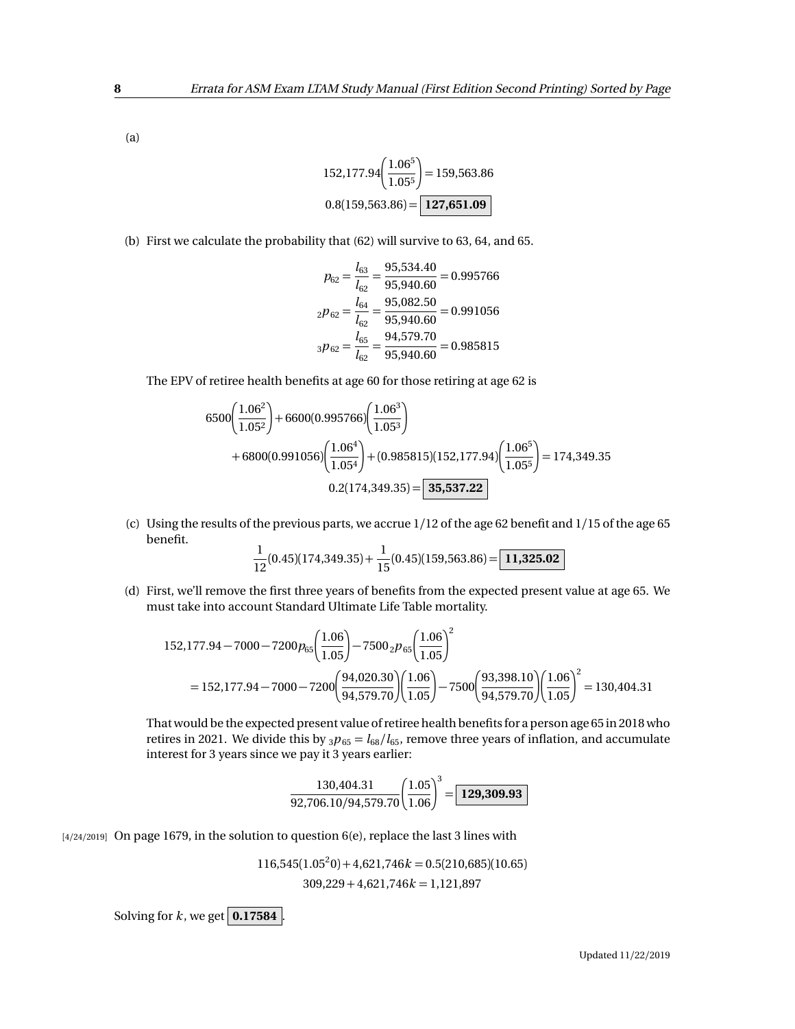(a)

$$152{,}177.94\left(\frac{1.06^5}{1.05^5}\right) = 159{,}563.86$$

$$0.8(159{,}563.86) = \boxed{\mathbf{127{,}651.09}}$$

(b) First we calculate the probability that (62) will survive to 63, 64, and 65.

$$p_{62} = \frac{l_{63}}{l_{62}} = \frac{95{,}534.40}{95{,}940.60} = 0.995766$$

$${}_2p_{62} = \frac{l_{64}}{l_{62}} = \frac{95{,}082.50}{95{,}940.60} = 0.991056$$

$${}_3p_{62} = \frac{l_{65}}{l_{62}} = \frac{94{,}579.70}{95{,}940.60} = 0.985815$$

The EPV of retiree health benefits at age 60 for those retiring at age 62 is

$$6500\left(\frac{1.06^2}{1.05^2}\right) + 6600(0.995766)\left(\frac{1.06^3}{1.05^3}\right)$$

$$+ 6800(0.991056)\left(\frac{1.06^4}{1.05^4}\right) + (0.985815)(152{,}177.94)\left(\frac{1.06^5}{1.05^5}\right) = 174{,}349.35$$

$$0.2(174{,}349.35) = \boxed{\mathbf{35{,}537.22}}$$

(c) Using the results of the previous parts, we accrue 1/12 of the age 62 benefit and 1/15 of the age 65 benefit.

$$\frac{1}{12}(0.45)(174{,}349.35) + \frac{1}{15}(0.45)(159{,}563.86) = \boxed{\mathbf{11{,}325.02}}$$

(d) First, we'll remove the first three years of benefits from the expected present value at age 65. We must take into account Standard Ultimate Life Table mortality.

$$152{,}177.94 - 7000 - 7200p_{65}\left(\frac{1.06}{1.05}\right) - 7500\,{}_2p_{65}\left(\frac{1.06}{1.05}\right)^2$$

$$= 152{,}177.94 - 7000 - 7200\left(\frac{94{,}020.30}{94{,}579.70}\right)\left(\frac{1.06}{1.05}\right) - 7500\left(\frac{93{,}398.10}{94{,}579.70}\right)\left(\frac{1.06}{1.05}\right)^2 = 130{,}404.31$$

That would be the expected present value of retiree health benefits for a person age 65 in 2018 who retires in 2021. We divide this by ${}_3p_{65} = l_{68}/l_{65}$, remove three years of inflation, and accumulate interest for 3 years since we pay it 3 years earlier:

$$\frac{130{,}404.31}{92{,}706.10/94{,}579.70}\left(\frac{1.05}{1.06}\right)^3 = \boxed{\mathbf{129{,}309.93}}$$

[4/24/2019] On page 1679, in the solution to question 6(e), replace the last 3 lines with

$$116{,}545(1.05^{20}) + 4{,}621{,}746k = 0.5(210{,}685)(10.65)$$

$$309{,}229 + 4{,}621{,}746k = 1{,}121{,}897$$

Solving for $k$, we get $\boxed{\mathbf{0.17584}}$.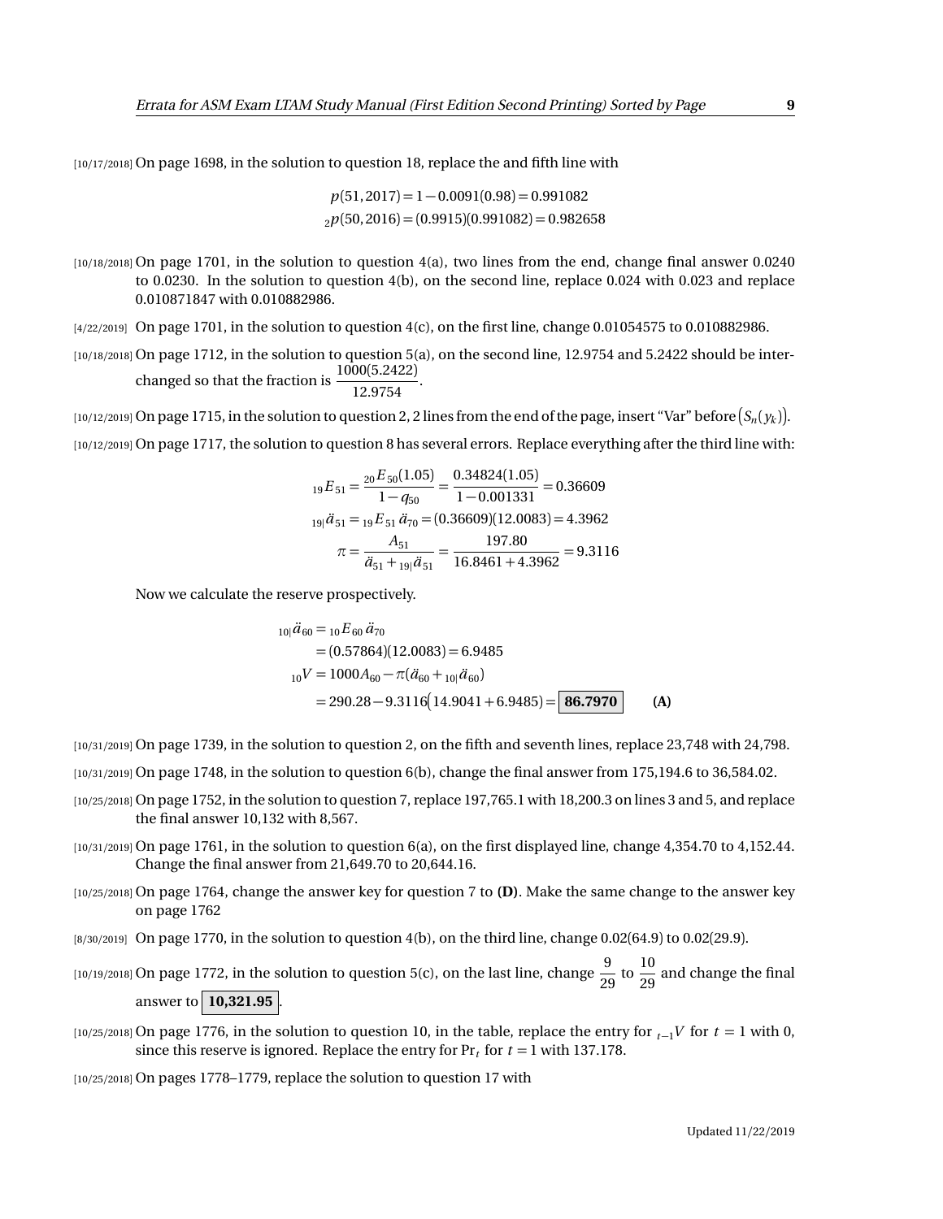[10/17/2018] On page 1698, in the solution to question 18, replace the and fifth line with

$$p(51,2017) = 1 - 0.0091(0.98) = 0.991082$$
$${}_2p(50,2016) = (0.9915)(0.991082) = 0.982658$$

[10/18/2018] On page 1701, in the solution to question 4(a), two lines from the end, change final answer 0.0240 to 0.0230. In the solution to question 4(b), on the second line, replace 0.024 with 0.023 and replace 0.010871847 with 0.010882986.

[4/22/2019] On page 1701, in the solution to question 4(c), on the first line, change 0.01054575 to 0.010882986.

[10/18/2018] On page 1712, in the solution to question 5(a), on the second line, 12.9754 and 5.2422 should be interchanged so that the fraction is $\dfrac{1000(5.2422)}{12.9754}$.

[10/12/2019] On page 1715, in the solution to question 2, 2 lines from the end of the page, insert "Var" before $\big(S_n(y_k)\big)$.

[10/12/2019] On page 1717, the solution to question 8 has several errors. Replace everything after the third line with:

$$
\begin{aligned}
{}_{19}E_{51} &= \frac{{}_{20}E_{50}(1.05)}{1-q_{50}} = \frac{0.34824(1.05)}{1-0.001331} = 0.36609 \\
{}_{19|}\ddot{a}_{51} &= {}_{19}E_{51}\,\ddot{a}_{70} = (0.36609)(12.0083) = 4.3962 \\
\pi &= \frac{A_{51}}{\ddot{a}_{51} + {}_{19|}\ddot{a}_{51}} = \frac{197.80}{16.8461 + 4.3962} = 9.3116
\end{aligned}
$$

Now we calculate the reserve prospectively.

$$
\begin{aligned}
{}_{10|}\ddot{a}_{60} &= {}_{10}E_{60}\,\ddot{a}_{70} \\
&= (0.57864)(12.0083) = 6.9485 \\
{}_{10}V &= 1000A_{60} - \pi(\ddot{a}_{60} + {}_{10|}\ddot{a}_{60}) \\
&= 290.28 - 9.3116\big(14.9041 + 6.9485\big) = \boxed{\mathbf{86.7970}} \qquad \textbf{(A)}
\end{aligned}
$$

[10/31/2019] On page 1739, in the solution to question 2, on the fifth and seventh lines, replace 23,748 with 24,798.

[10/31/2019] On page 1748, in the solution to question 6(b), change the final answer from 175,194.6 to 36,584.02.

[10/25/2018] On page 1752, in the solution to question 7, replace 197,765.1 with 18,200.3 on lines 3 and 5, and replace the final answer 10,132 with 8,567.

[10/31/2019] On page 1761, in the solution to question 6(a), on the first displayed line, change 4,354.70 to 4,152.44. Change the final answer from 21,649.70 to 20,644.16.

[10/25/2018] On page 1764, change the answer key for question 7 to **(D)**. Make the same change to the answer key on page 1762

[8/30/2019] On page 1770, in the solution to question 4(b), on the third line, change 0.02(64.9) to 0.02(29.9).

[10/19/2018] On page 1772, in the solution to question 5(c), on the last line, change $\dfrac{9}{29}$ to $\dfrac{10}{29}$ and change the final answer to $\boxed{\mathbf{10{,}321.95}}$.

[10/25/2018] On page 1776, in the solution to question 10, in the table, replace the entry for ${}_{t-1}V$ for $t = 1$ with 0, since this reserve is ignored. Replace the entry for $\Pr_t$ for $t = 1$ with 137.178.

[10/25/2018] On pages 1778–1779, replace the solution to question 17 with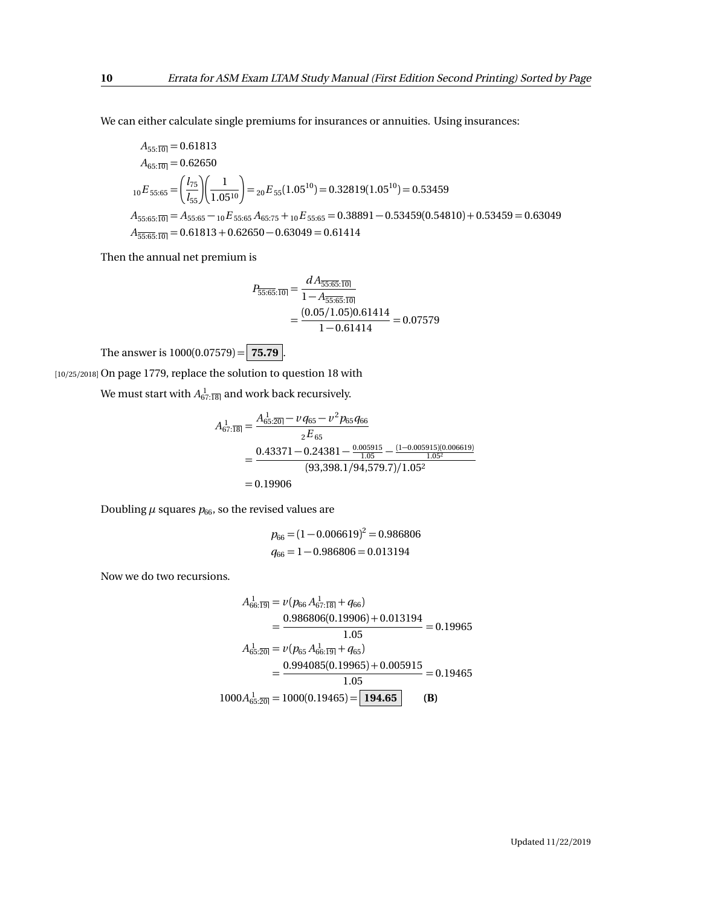We can either calculate single premiums for insurances or annuities. Using insurances:

$$
\begin{aligned}
A_{55:\overline{10}|} &= 0.61813\\
A_{65:\overline{10}|} &= 0.62650\\
{}_{10}E_{55:65} &= \left(\frac{l_{75}}{l_{55}}\right)\left(\frac{1}{1.05^{10}}\right) = {}_{20}E_{55}(1.05^{10}) = 0.32819(1.05^{10}) = 0.53459\\
A_{55:65:\overline{10}|} &= A_{55:65} - {}_{10}E_{55:65}\,A_{65:75} + {}_{10}E_{55:65} = 0.38891 - 0.53459(0.54810) + 0.53459 = 0.63049\\
A_{\overline{55:65}:\overline{10}|} &= 0.61813 + 0.62650 - 0.63049 = 0.61414
\end{aligned}
$$

Then the annual net premium is

$$
\begin{aligned}
P_{\overline{55:65}:\overline{10}|} &= \frac{d\,A_{\overline{55:65}:\overline{10}|}}{1 - A_{\overline{55:65}:\overline{10}|}}\\
&= \frac{(0.05/1.05)0.61414}{1 - 0.61414} = 0.07579
\end{aligned}
$$

The answer is $1000(0.07579) = \boxed{\mathbf{75.79}}$.

[10/25/2018] On page 1779, replace the solution to question 18 with

We must start with $A^{1}_{67:\overline{18}|}$ and work back recursively.

$$
\begin{aligned}
A^{1}_{67:\overline{18}|} &= \frac{A^{1}_{65:\overline{20}|} - v\,q_{65} - v^2\,p_{65}\,q_{66}}{{}_2E_{65}}\\
&= \frac{0.43371 - 0.24381 - \frac{0.005915}{1.05} - \frac{(1-0.005915)(0.006619)}{1.05^2}}{(93{,}398.1/94{,}579.7)/1.05^2}\\
&= 0.19906
\end{aligned}
$$

Doubling $\mu$ squares $p_{66}$, so the revised values are

$$
\begin{aligned}
p_{66} &= (1 - 0.006619)^2 = 0.986806\\
q_{66} &= 1 - 0.986806 = 0.013194
\end{aligned}
$$

Now we do two recursions.

$$
\begin{aligned}
A^{1}_{66:\overline{19}|} &= v(p_{66}\,A^{1}_{67:\overline{18}|} + q_{66})\\
&= \frac{0.986806(0.19906) + 0.013194}{1.05} = 0.19965\\
A^{1}_{65:\overline{20}|} &= v(p_{65}\,A^{1}_{66:\overline{19}|} + q_{65})\\
&= \frac{0.994085(0.19965) + 0.005915}{1.05} = 0.19465\\
1000A^{1}_{65:\overline{20}|} &= 1000(0.19465) = \boxed{\mathbf{194.65}} \qquad \textbf{(B)}
\end{aligned}
$$